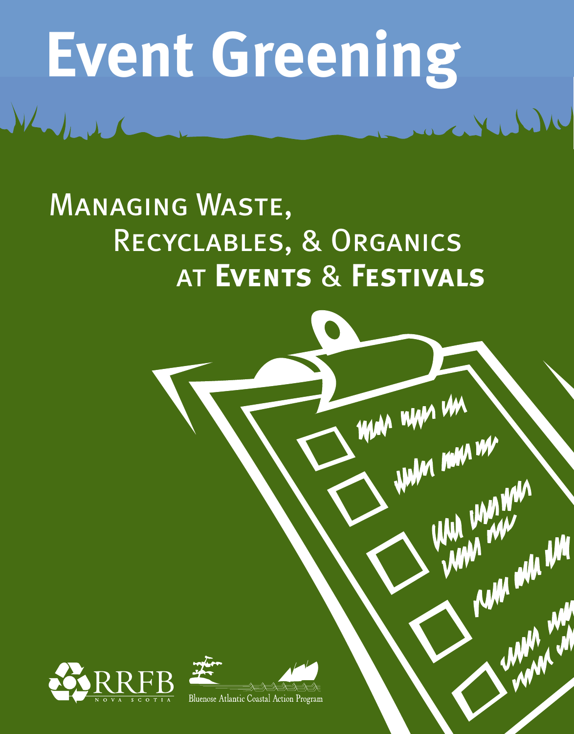# Event Greening

## Managing Waste, Recyclables, & Organics at **Events** & **Festivals**

RRFB NOVA SCOTIA

Bluenose Atlantic Coastal Action Program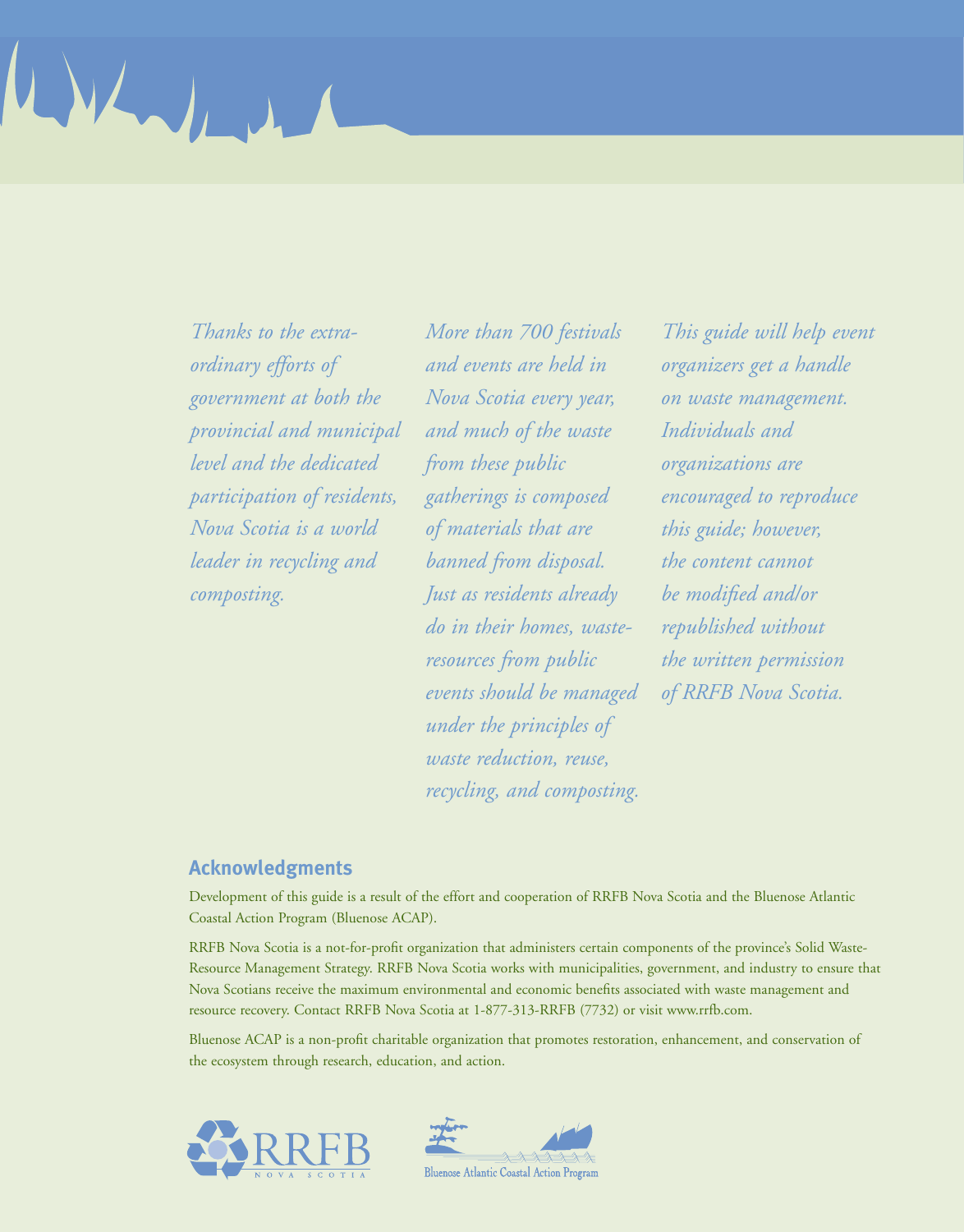*Thanks to the extra-ordinary efforts of government at both the provincial and municipal level and the dedicated participation of residents, Nova Scotia is a world leader in recycling and composting.*

*More than 700 festivals and events are held in Nova Scotia every year, and much of the waste from these public gatherings is composed of materials that are banned from disposal. Just as residents already do in their homes, waste-resources from public events should be managed under the principles of waste reduction, reuse, recycling, and composting.*

*This guide will help event organizers get a handle on waste management. Individuals and organizations are encouraged to reproduce this guide; however, the content cannot be modified and/or republished without the written permission of RRFB Nova Scotia.*

## Acknowledgments

Development of this guide is a result of the effort and cooperation of RRFB Nova Scotia and the Bluenose Atlantic Coastal Action Program (Bluenose ACAP).

RRFB Nova Scotia is a not-for-profit organization that administers certain components of the province's Solid Waste-Resource Management Strategy. RRFB Nova Scotia works with municipalities, government, and industry to ensure that Nova Scotians receive the maximum environmental and economic benefits associated with waste management and resource recovery. Contact RRFB Nova Scotia at 1-877-313-RRFB (7732) or visit www.rrfb.com.

Bluenose ACAP is a non-profit charitable organization that promotes restoration, enhancement, and conservation of the ecosystem through research, education, and action.

RRFB NOVA SCOTIA

Bluenose Atlantic Coastal Action Program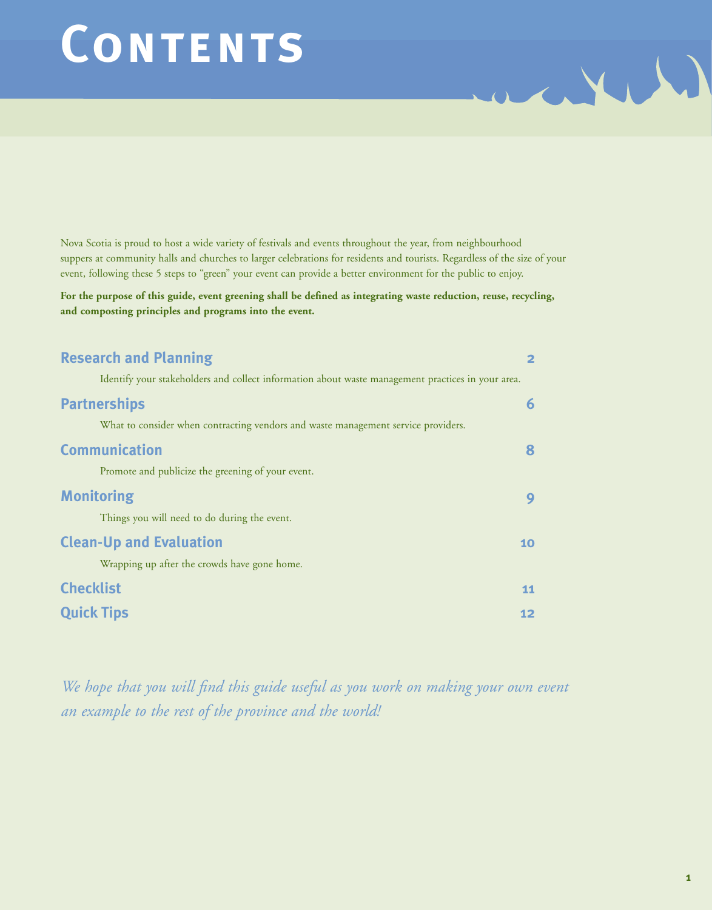# Contents

Nova Scotia is proud to host a wide variety of festivals and events throughout the year, from neighbourhood suppers at community halls and churches to larger celebrations for residents and tourists. Regardless of the size of your event, following these 5 steps to "green" your event can provide a better environment for the public to enjoy.

**For the purpose of this guide, event greening shall be defined as integrating waste reduction, reuse, recycling, and composting principles and programs into the event.**

## Research and Planning — 2

Identify your stakeholders and collect information about waste management practices in your area.

## Partnerships — 6

What to consider when contracting vendors and waste management service providers.

## Communication — 8

Promote and publicize the greening of your event.

## Monitoring — 9

Things you will need to do during the event.

## Clean-Up and Evaluation — 10

Wrapping up after the crowds have gone home.

## Checklist — 11

## Quick Tips — 12

*We hope that you will find this guide useful as you work on making your own event an example to the rest of the province and the world!*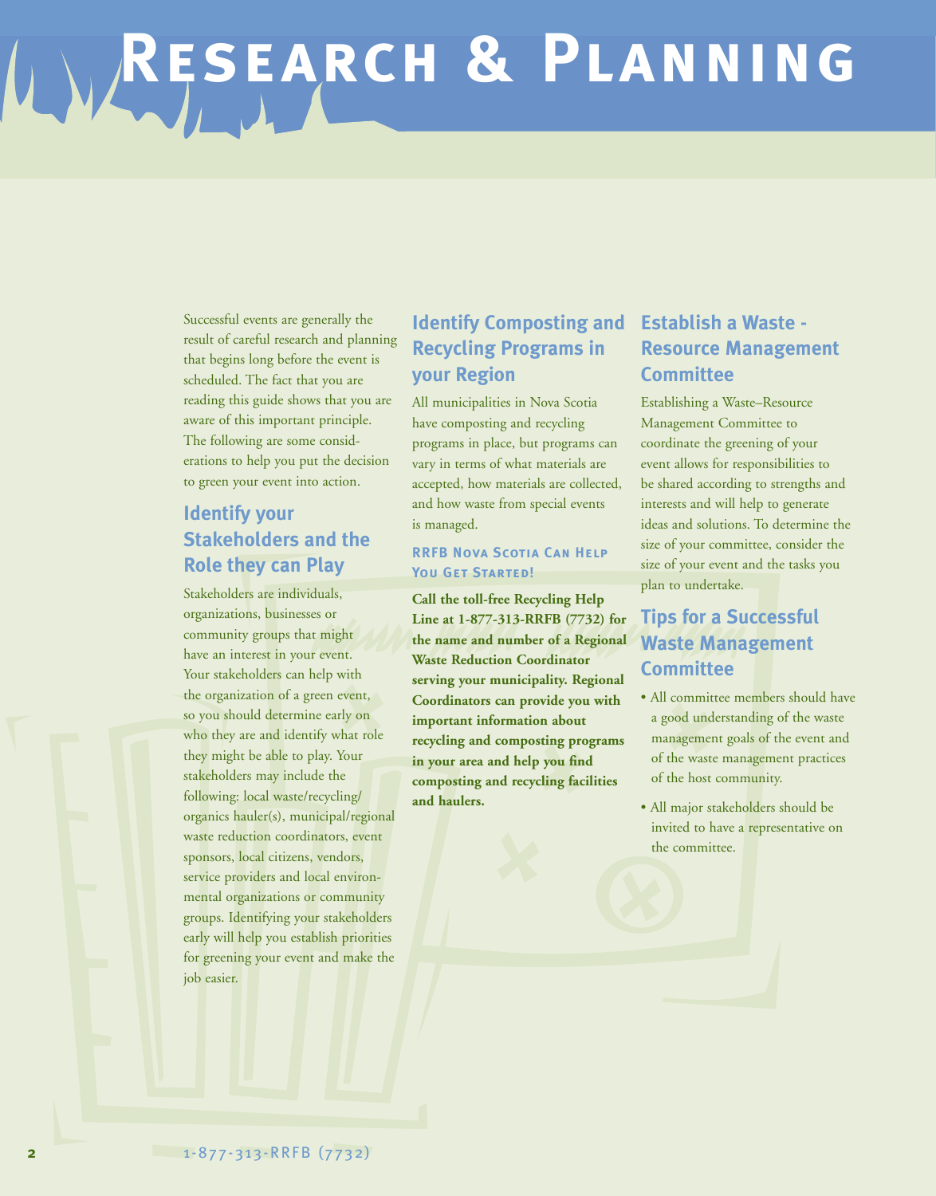# Research & Planning

Successful events are generally the result of careful research and planning that begins long before the event is scheduled. The fact that you are reading this guide shows that you are aware of this important principle. The following are some considerations to help you put the decision to green your event into action.

## Identify your Stakeholders and the Role they can Play

Stakeholders are individuals, organizations, businesses or community groups that might have an interest in your event. Your stakeholders can help with the organization of a green event, so you should determine early on who they are and identify what role they might be able to play. Your stakeholders may include the following: local waste/recycling/organics hauler(s), municipal/regional waste reduction coordinators, event sponsors, local citizens, vendors, service providers and local environmental organizations or community groups. Identifying your stakeholders early will help you establish priorities for greening your event and make the job easier.

## Identify Composting and Recycling Programs in your Region

All municipalities in Nova Scotia have composting and recycling programs in place, but programs can vary in terms of what materials are accepted, how materials are collected, and how waste from special events is managed.

### RRFB Nova Scotia Can Help You Get Started!

**Call the toll-free Recycling Help Line at 1-877-313-RRFB (7732) for the name and number of a Regional Waste Reduction Coordinator serving your municipality. Regional Coordinators can provide you with important information about recycling and composting programs in your area and help you find composting and recycling facilities and haulers.**

## Establish a Waste - Resource Management Committee

Establishing a Waste–Resource Management Committee to coordinate the greening of your event allows for responsibilities to be shared according to strengths and interests and will help to generate ideas and solutions. To determine the size of your committee, consider the size of your event and the tasks you plan to undertake.

## Tips for a Successful Waste Management Committee

- All committee members should have a good understanding of the waste management goals of the event and of the waste management practices of the host community.
- All major stakeholders should be invited to have a representative on the committee.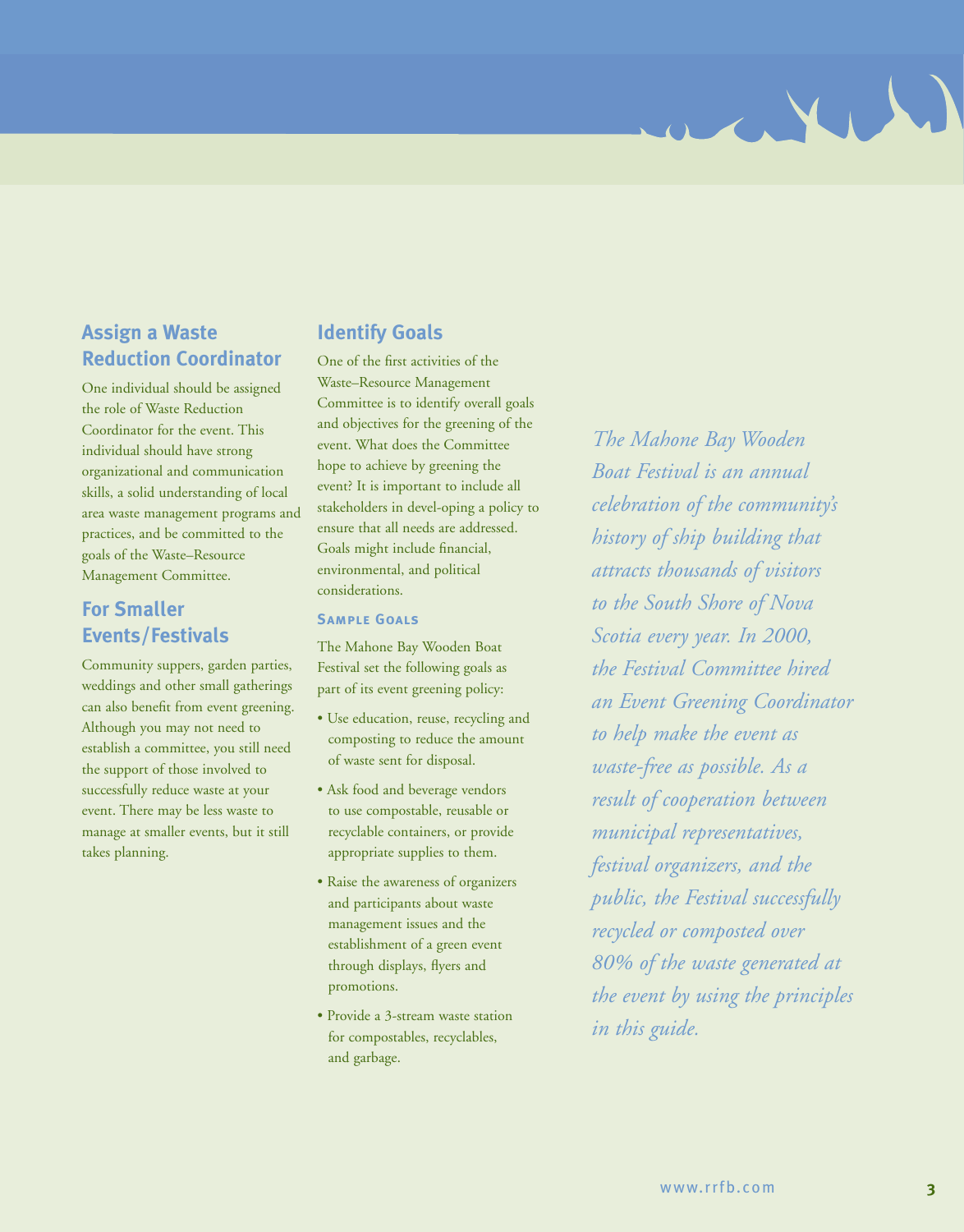## Assign a Waste Reduction Coordinator

One individual should be assigned the role of Waste Reduction Coordinator for the event. This individual should have strong organizational and communication skills, a solid understanding of local area waste management programs and practices, and be committed to the goals of the Waste–Resource Management Committee.

## For Smaller Events/Festivals

Community suppers, garden parties, weddings and other small gatherings can also benefit from event greening. Although you may not need to establish a committee, you still need the support of those involved to successfully reduce waste at your event. There may be less waste to manage at smaller events, but it still takes planning.

## Identify Goals

One of the first activities of the Waste–Resource Management Committee is to identify overall goals and objectives for the greening of the event. What does the Committee hope to achieve by greening the event? It is important to include all stakeholders in devel-oping a policy to ensure that all needs are addressed. Goals might include financial, environmental, and political considerations.

### Sample Goals

The Mahone Bay Wooden Boat Festival set the following goals as part of its event greening policy:

- Use education, reuse, recycling and composting to reduce the amount of waste sent for disposal.
- Ask food and beverage vendors to use compostable, reusable or recyclable containers, or provide appropriate supplies to them.
- Raise the awareness of organizers and participants about waste management issues and the establishment of a green event through displays, flyers and promotions.
- Provide a 3-stream waste station for compostables, recyclables, and garbage.

*The Mahone Bay Wooden Boat Festival is an annual celebration of the community's history of ship building that attracts thousands of visitors to the South Shore of Nova Scotia every year. In 2000, the Festival Committee hired an Event Greening Coordinator to help make the event as waste-free as possible. As a result of cooperation between municipal representatives, festival organizers, and the public, the Festival successfully recycled or composted over 80% of the waste generated at the event by using the principles in this guide.*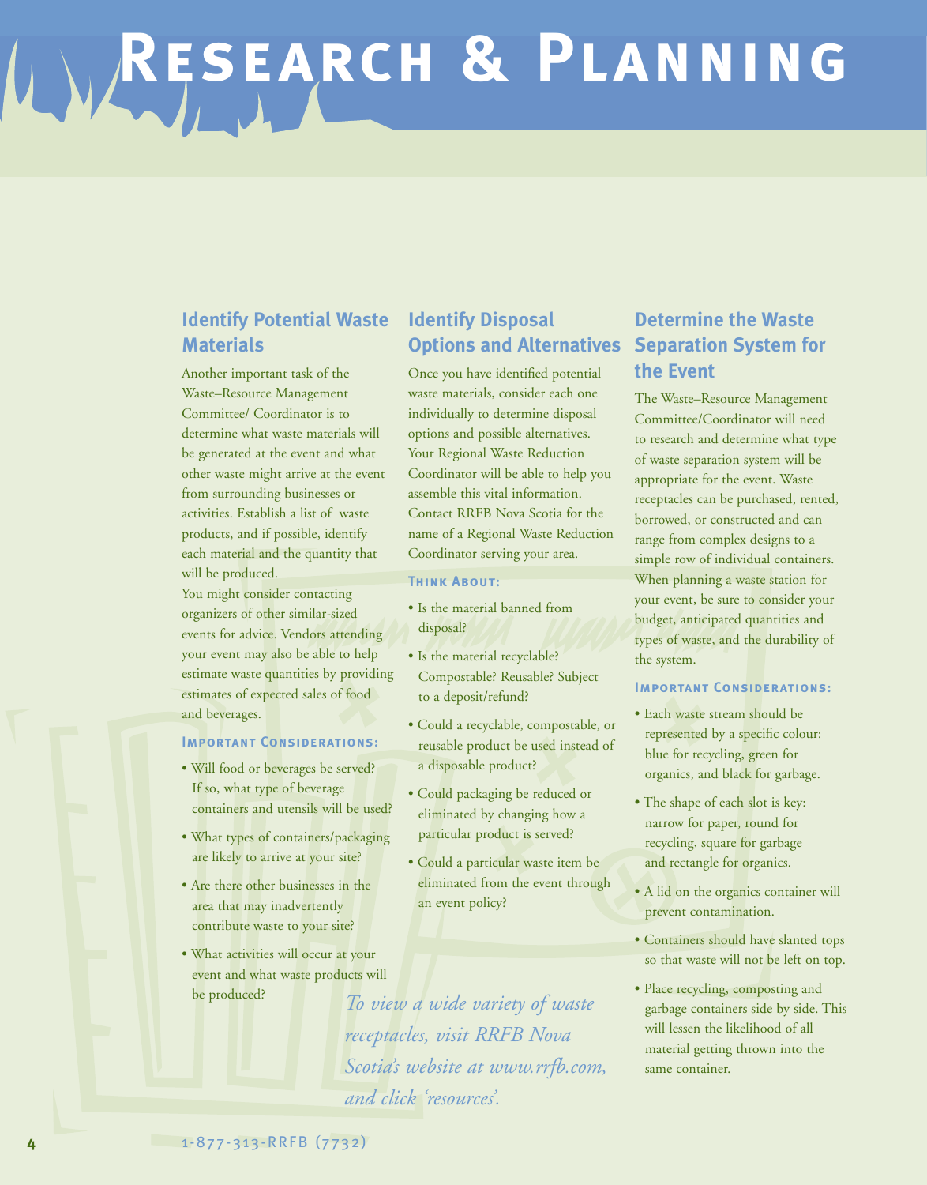# Research & Planning

## Identify Potential Waste Materials

Another important task of the Waste–Resource Management Committee/ Coordinator is to determine what waste materials will be generated at the event and what other waste might arrive at the event from surrounding businesses or activities. Establish a list of waste products, and if possible, identify each material and the quantity that will be produced.

You might consider contacting organizers of other similar-sized events for advice. Vendors attending your event may also be able to help estimate waste quantities by providing estimates of expected sales of food and beverages.

### Important Considerations:

- Will food or beverages be served? If so, what type of beverage containers and utensils will be used?
- What types of containers/packaging are likely to arrive at your site?
- Are there other businesses in the area that may inadvertently contribute waste to your site?
- What activities will occur at your event and what waste products will be produced?

## Identify Disposal Options and Alternatives

Once you have identified potential waste materials, consider each one individually to determine disposal options and possible alternatives. Your Regional Waste Reduction Coordinator will be able to help you assemble this vital information. Contact RRFB Nova Scotia for the name of a Regional Waste Reduction Coordinator serving your area.

### Think About:

- Is the material banned from disposal?
- Is the material recyclable? Compostable? Reusable? Subject to a deposit/refund?
- Could a recyclable, compostable, or reusable product be used instead of a disposable product?
- Could packaging be reduced or eliminated by changing how a particular product is served?
- Could a particular waste item be eliminated from the event through an event policy?

*To view a wide variety of waste receptacles, visit RRFB Nova Scotia's website at www.rrfb.com, and click 'resources'.*

## Determine the Waste Separation System for the Event

The Waste–Resource Management Committee/Coordinator will need to research and determine what type of waste separation system will be appropriate for the event. Waste receptacles can be purchased, rented, borrowed, or constructed and can range from complex designs to a simple row of individual containers. When planning a waste station for your event, be sure to consider your budget, anticipated quantities and types of waste, and the durability of the system.

### Important Considerations:

- Each waste stream should be represented by a specific colour: blue for recycling, green for organics, and black for garbage.
- The shape of each slot is key: narrow for paper, round for recycling, square for garbage and rectangle for organics.
- A lid on the organics container will prevent contamination.
- Containers should have slanted tops so that waste will not be left on top.
- Place recycling, composting and garbage containers side by side. This will lessen the likelihood of all material getting thrown into the same container.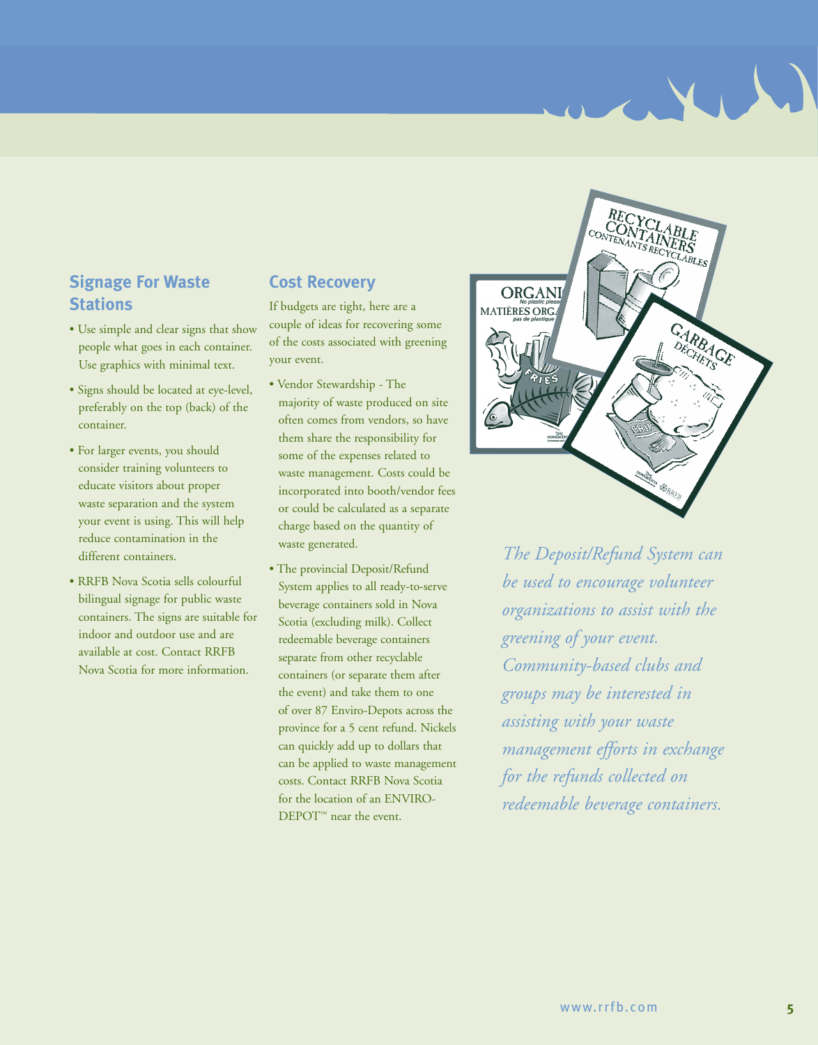## Signage For Waste Stations

- Use simple and clear signs that show people what goes in each container. Use graphics with minimal text.
- Signs should be located at eye-level, preferably on the top (back) of the container.
- For larger events, you should consider training volunteers to educate visitors about proper waste separation and the system your event is using. This will help reduce contamination in the different containers.
- RRFB Nova Scotia sells colourful bilingual signage for public waste containers. The signs are suitable for indoor and outdoor use and are available at cost. Contact RRFB Nova Scotia for more information.

## Cost Recovery

If budgets are tight, here are a couple of ideas for recovering some of the costs associated with greening your event.

- Vendor Stewardship - The majority of waste produced on site often comes from vendors, so have them share the responsibility for some of the expenses related to waste management. Costs could be incorporated into booth/vendor fees or could be calculated as a separate charge based on the quantity of waste generated.
- The provincial Deposit/Refund System applies to all ready-to-serve beverage containers sold in Nova Scotia (excluding milk). Collect redeemable beverage containers separate from other recyclable containers (or separate them after the event) and take them to one of over 87 Enviro-Depots across the province for a 5 cent refund. Nickels can quickly add up to dollars that can be applied to waste management costs. Contact RRFB Nova Scotia for the location of an ENVIRO-DEPOT™ near the event.

*The Deposit/Refund System can be used to encourage volunteer organizations to assist with the greening of your event. Community-based clubs and groups may be interested in assisting with your waste management efforts in exchange for the refunds collected on redeemable beverage containers.*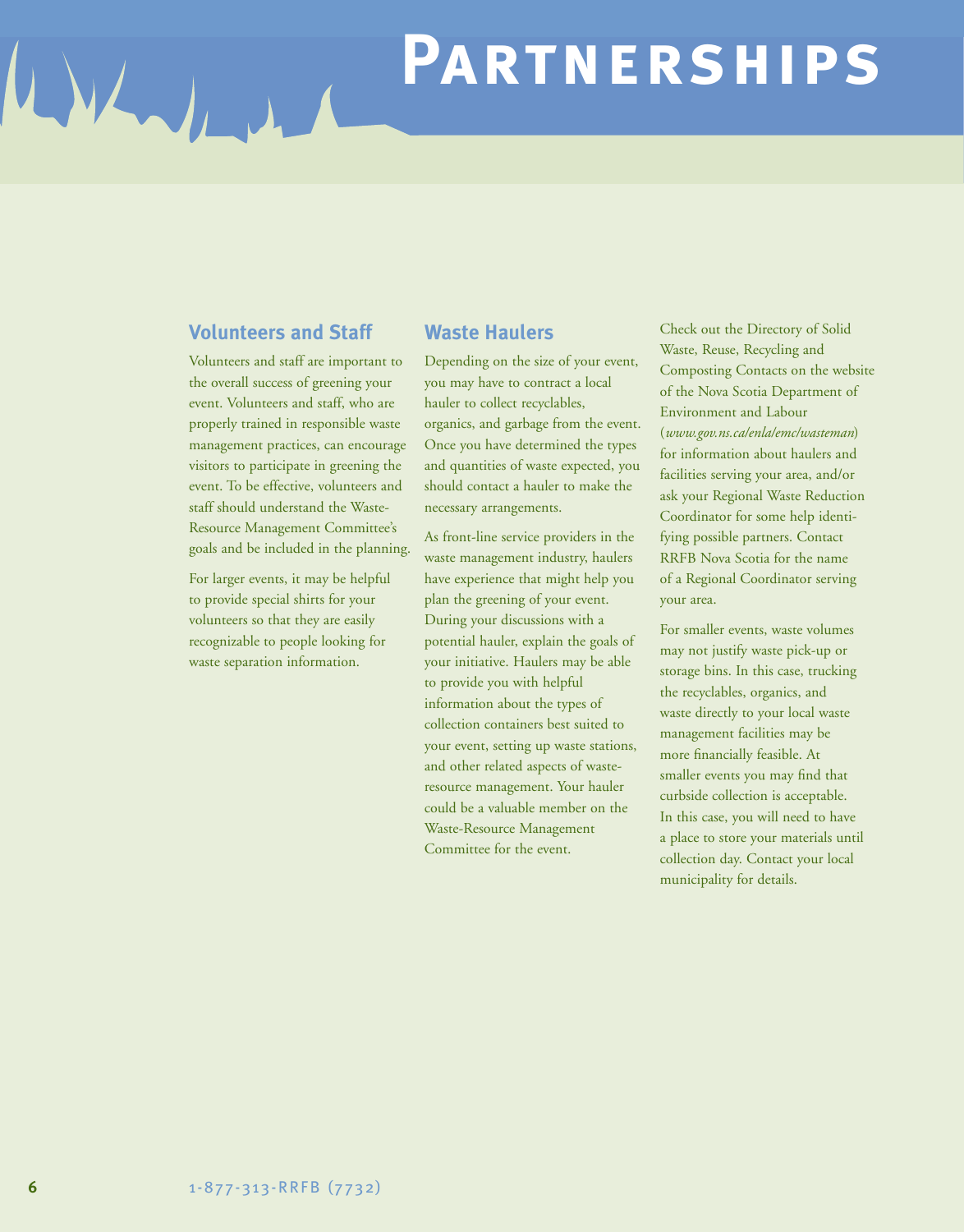# Partnerships

## Volunteers and Staff

Volunteers and staff are important to the overall success of greening your event. Volunteers and staff, who are properly trained in responsible waste management practices, can encourage visitors to participate in greening the event. To be effective, volunteers and staff should understand the Waste-Resource Management Committee's goals and be included in the planning.

For larger events, it may be helpful to provide special shirts for your volunteers so that they are easily recognizable to people looking for waste separation information.

## Waste Haulers

Depending on the size of your event, you may have to contract a local hauler to collect recyclables, organics, and garbage from the event. Once you have determined the types and quantities of waste expected, you should contact a hauler to make the necessary arrangements.

As front-line service providers in the waste management industry, haulers have experience that might help you plan the greening of your event. During your discussions with a potential hauler, explain the goals of your initiative. Haulers may be able to provide you with helpful information about the types of collection containers best suited to your event, setting up waste stations, and other related aspects of waste-resource management. Your hauler could be a valuable member on the Waste-Resource Management Committee for the event.

Check out the Directory of Solid Waste, Reuse, Recycling and Composting Contacts on the website of the Nova Scotia Department of Environment and Labour (*www.gov.ns.ca/enla/emc/wasteman*) for information about haulers and facilities serving your area, and/or ask your Regional Waste Reduction Coordinator for some help identifying possible partners. Contact RRFB Nova Scotia for the name of a Regional Coordinator serving your area.

For smaller events, waste volumes may not justify waste pick-up or storage bins. In this case, trucking the recyclables, organics, and waste directly to your local waste management facilities may be more financially feasible. At smaller events you may find that curbside collection is acceptable. In this case, you will need to have a place to store your materials until collection day. Contact your local municipality for details.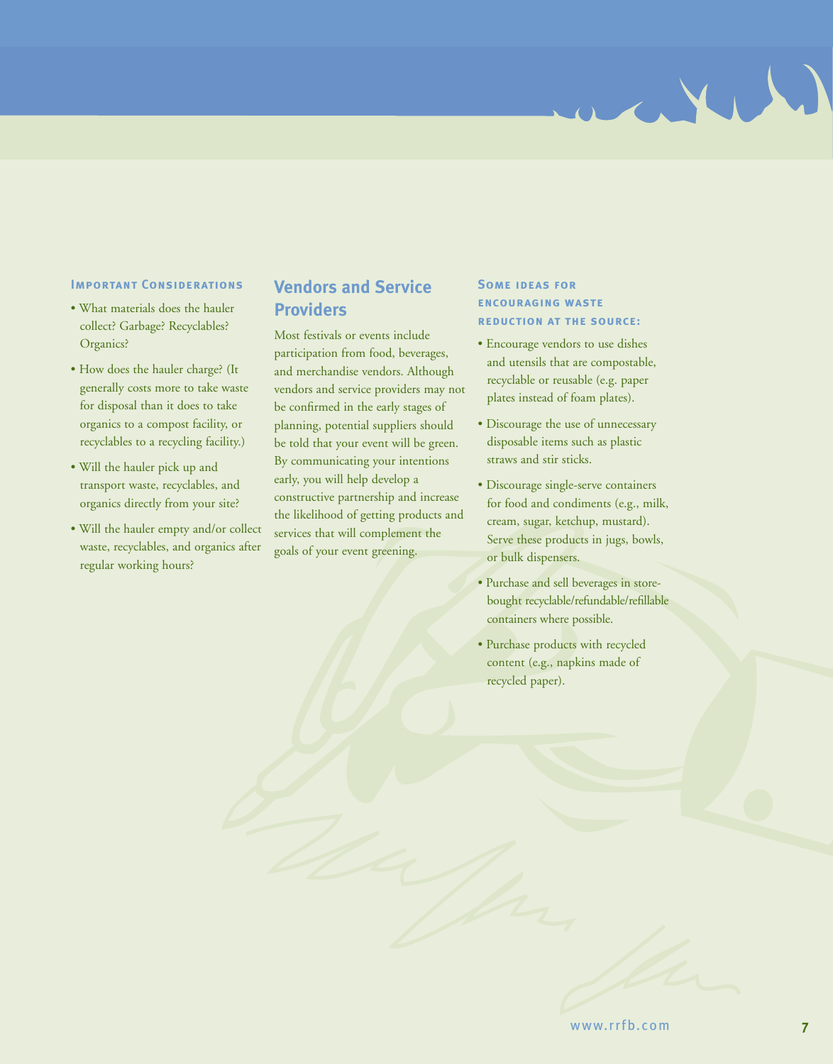#### Important Considerations

- What materials does the hauler collect? Garbage? Recyclables? Organics?
- How does the hauler charge? (It generally costs more to take waste for disposal than it does to take organics to a compost facility, or recyclables to a recycling facility.)
- Will the hauler pick up and transport waste, recyclables, and organics directly from your site?
- Will the hauler empty and/or collect waste, recyclables, and organics after regular working hours?

## Vendors and Service Providers

Most festivals or events include participation from food, beverages, and merchandise vendors. Although vendors and service providers may not be confirmed in the early stages of planning, potential suppliers should be told that your event will be green. By communicating your intentions early, you will help develop a constructive partnership and increase the likelihood of getting products and services that will complement the goals of your event greening.

#### Some ideas for encouraging waste reduction at the source:

- Encourage vendors to use dishes and utensils that are compostable, recyclable or reusable (e.g. paper plates instead of foam plates).
- Discourage the use of unnecessary disposable items such as plastic straws and stir sticks.
- Discourage single-serve containers for food and condiments (e.g., milk, cream, sugar, ketchup, mustard). Serve these products in jugs, bowls, or bulk dispensers.
- Purchase and sell beverages in store-bought recyclable/refundable/refillable containers where possible.
- Purchase products with recycled content (e.g., napkins made of recycled paper).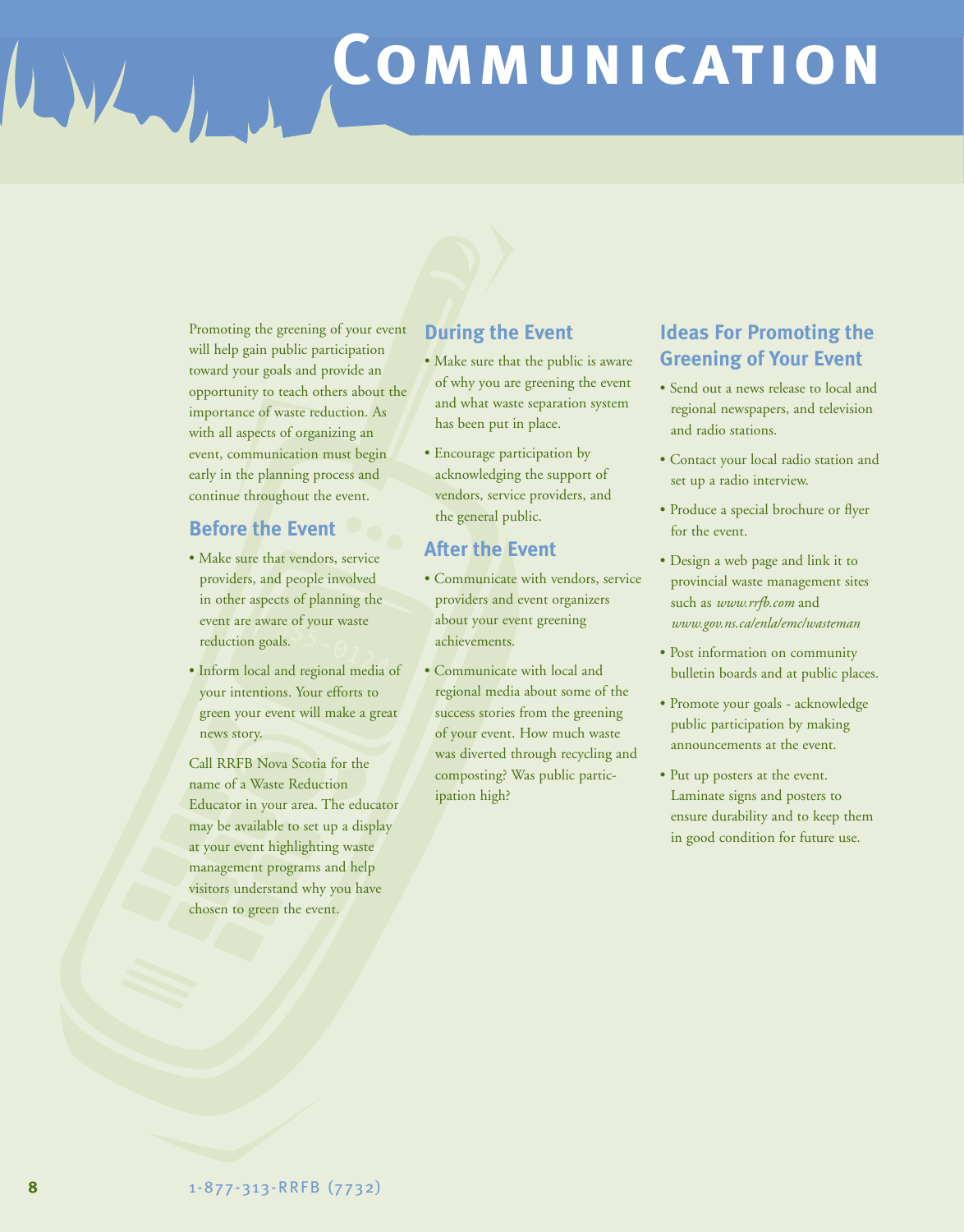# Communication

Promoting the greening of your event will help gain public participation toward your goals and provide an opportunity to teach others about the importance of waste reduction. As with all aspects of organizing an event, communication must begin early in the planning process and continue throughout the event.

## Before the Event

- Make sure that vendors, service providers, and people involved in other aspects of planning the event are aware of your waste reduction goals.
- Inform local and regional media of your intentions. Your efforts to green your event will make a great news story.

Call RRFB Nova Scotia for the name of a Waste Reduction Educator in your area. The educator may be available to set up a display at your event highlighting waste management programs and help visitors understand why you have chosen to green the event.

## During the Event

- Make sure that the public is aware of why you are greening the event and what waste separation system has been put in place.
- Encourage participation by acknowledging the support of vendors, service providers, and the general public.

## After the Event

- Communicate with vendors, service providers and event organizers about your event greening achievements.
- Communicate with local and regional media about some of the success stories from the greening of your event. How much waste was diverted through recycling and composting? Was public participation high?

## Ideas For Promoting the Greening of Your Event

- Send out a news release to local and regional newspapers, and television and radio stations.
- Contact your local radio station and set up a radio interview.
- Produce a special brochure or flyer for the event.
- Design a web page and link it to provincial waste management sites such as *www.rrfb.com* and *www.gov.ns.ca/enla/emc/wasteman*
- Post information on community bulletin boards and at public places.
- Promote your goals - acknowledge public participation by making announcements at the event.
- Put up posters at the event. Laminate signs and posters to ensure durability and to keep them in good condition for future use.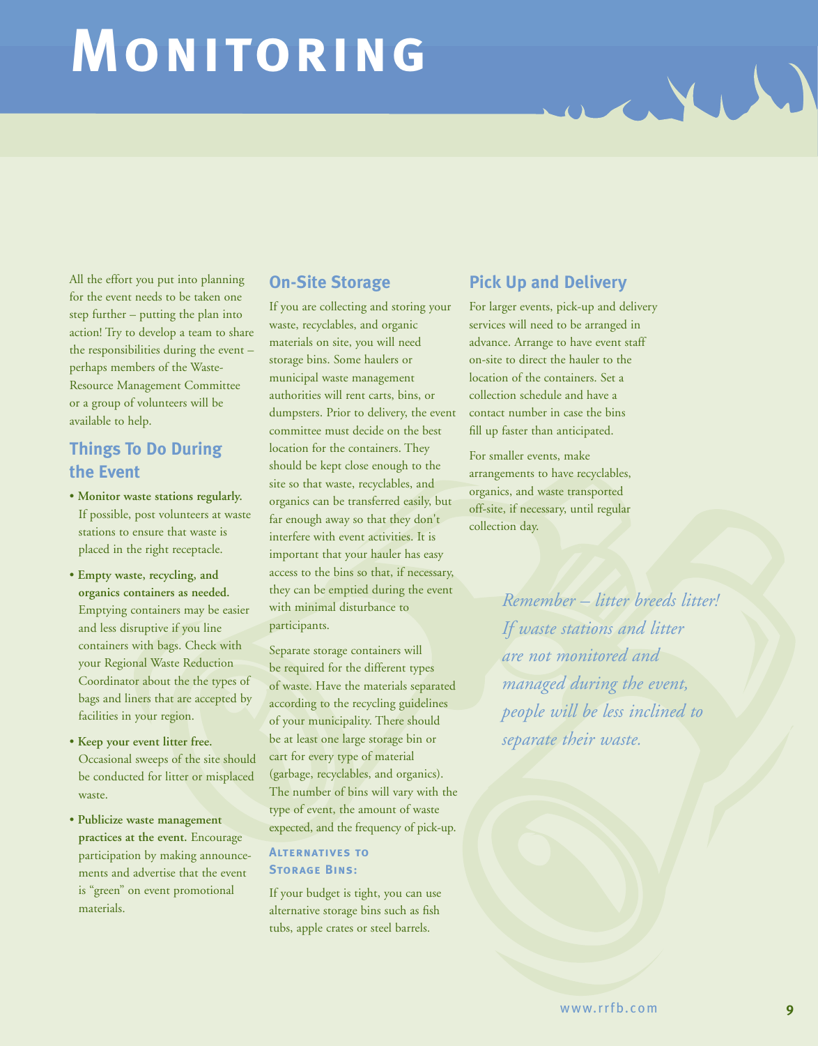# Monitoring

All the effort you put into planning for the event needs to be taken one step further – putting the plan into action! Try to develop a team to share the responsibilities during the event – perhaps members of the Waste-Resource Management Committee or a group of volunteers will be available to help.

## Things To Do During the Event

- **Monitor waste stations regularly.** If possible, post volunteers at waste stations to ensure that waste is placed in the right receptacle.
- **Empty waste, recycling, and organics containers as needed.** Emptying containers may be easier and less disruptive if you line containers with bags. Check with your Regional Waste Reduction Coordinator about the the types of bags and liners that are accepted by facilities in your region.
- **Keep your event litter free.** Occasional sweeps of the site should be conducted for litter or misplaced waste.
- **Publicize waste management practices at the event.** Encourage participation by making announcements and advertise that the event is "green" on event promotional materials.

## On-Site Storage

If you are collecting and storing your waste, recyclables, and organic materials on site, you will need storage bins. Some haulers or municipal waste management authorities will rent carts, bins, or dumpsters. Prior to delivery, the event committee must decide on the best location for the containers. They should be kept close enough to the site so that waste, recyclables, and organics can be transferred easily, but far enough away so that they don't interfere with event activities. It is important that your hauler has easy access to the bins so that, if necessary, they can be emptied during the event with minimal disturbance to participants.

Separate storage containers will be required for the different types of waste. Have the materials separated according to the recycling guidelines of your municipality. There should be at least one large storage bin or cart for every type of material (garbage, recyclables, and organics). The number of bins will vary with the type of event, the amount of waste expected, and the frequency of pick-up.

### Alternatives to Storage Bins:

If your budget is tight, you can use alternative storage bins such as fish tubs, apple crates or steel barrels.

## Pick Up and Delivery

For larger events, pick-up and delivery services will need to be arranged in advance. Arrange to have event staff on-site to direct the hauler to the location of the containers. Set a collection schedule and have a contact number in case the bins fill up faster than anticipated.

For smaller events, make arrangements to have recyclables, organics, and waste transported off-site, if necessary, until regular collection day.

*Remember – litter breeds litter! If waste stations and litter are not monitored and managed during the event, people will be less inclined to separate their waste.*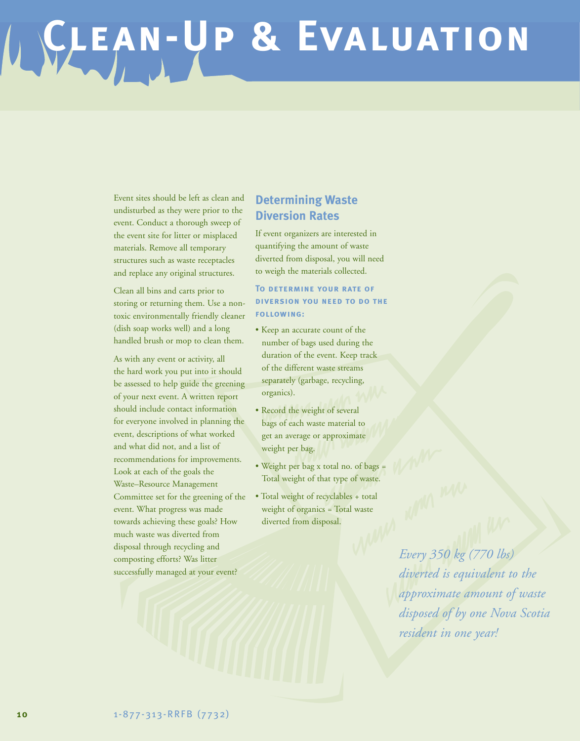# Clean-Up & Evaluation

Event sites should be left as clean and undisturbed as they were prior to the event. Conduct a thorough sweep of the event site for litter or misplaced materials. Remove all temporary structures such as waste receptacles and replace any original structures.

Clean all bins and carts prior to storing or returning them. Use a non-toxic environmentally friendly cleaner (dish soap works well) and a long handled brush or mop to clean them.

As with any event or activity, all the hard work you put into it should be assessed to help guide the greening of your next event. A written report should include contact information for everyone involved in planning the event, descriptions of what worked and what did not, and a list of recommendations for improvements. Look at each of the goals the Waste–Resource Management Committee set for the greening of the event. What progress was made towards achieving these goals? How much waste was diverted from disposal through recycling and composting efforts? Was litter successfully managed at your event?

## Determining Waste Diversion Rates

If event organizers are interested in quantifying the amount of waste diverted from disposal, you will need to weigh the materials collected.

### To determine your rate of diversion you need to do the following:

- Keep an accurate count of the number of bags used during the duration of the event. Keep track of the different waste streams separately (garbage, recycling, organics).
- Record the weight of several bags of each waste material to get an average or approximate weight per bag.
- Weight per bag x total no. of bags = Total weight of that type of waste.
- Total weight of recyclables + total weight of organics = Total waste diverted from disposal.

*Every 350 kg (770 lbs) diverted is equivalent to the approximate amount of waste disposed of by one Nova Scotia resident in one year!*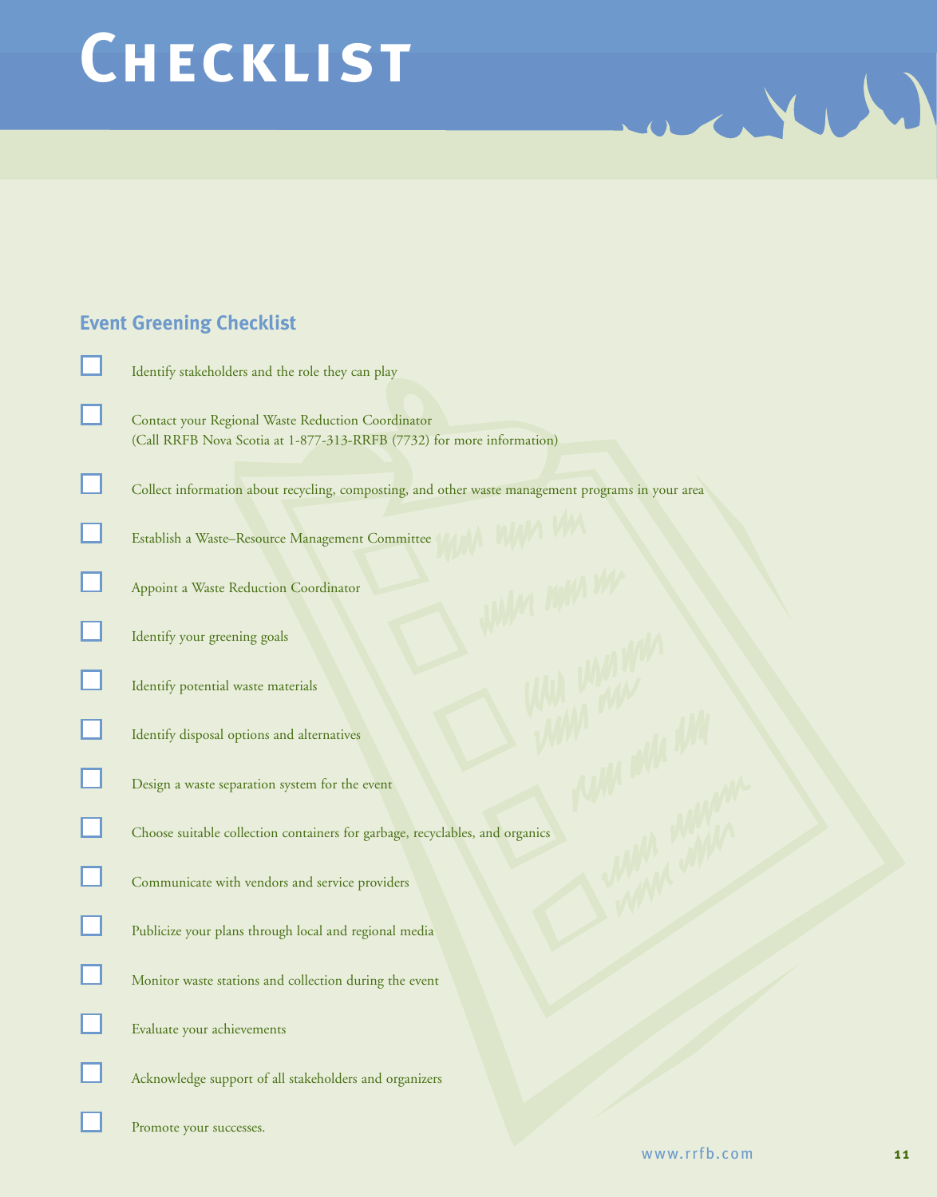# Checklist

## Event Greening Checklist

- [ ] Identify stakeholders and the role they can play
- [ ] Contact your Regional Waste Reduction Coordinator
  (Call RRFB Nova Scotia at 1-877-313-RRFB (7732) for more information)
- [ ] Collect information about recycling, composting, and other waste management programs in your area
- [ ] Establish a Waste–Resource Management Committee
- [ ] Appoint a Waste Reduction Coordinator
- [ ] Identify your greening goals
- [ ] Identify potential waste materials
- [ ] Identify disposal options and alternatives
- [ ] Design a waste separation system for the event
- [ ] Choose suitable collection containers for garbage, recyclables, and organics
- [ ] Communicate with vendors and service providers
- [ ] Publicize your plans through local and regional media
- [ ] Monitor waste stations and collection during the event
- [ ] Evaluate your achievements
- [ ] Acknowledge support of all stakeholders and organizers
- [ ] Promote your successes.

www.rrfb.com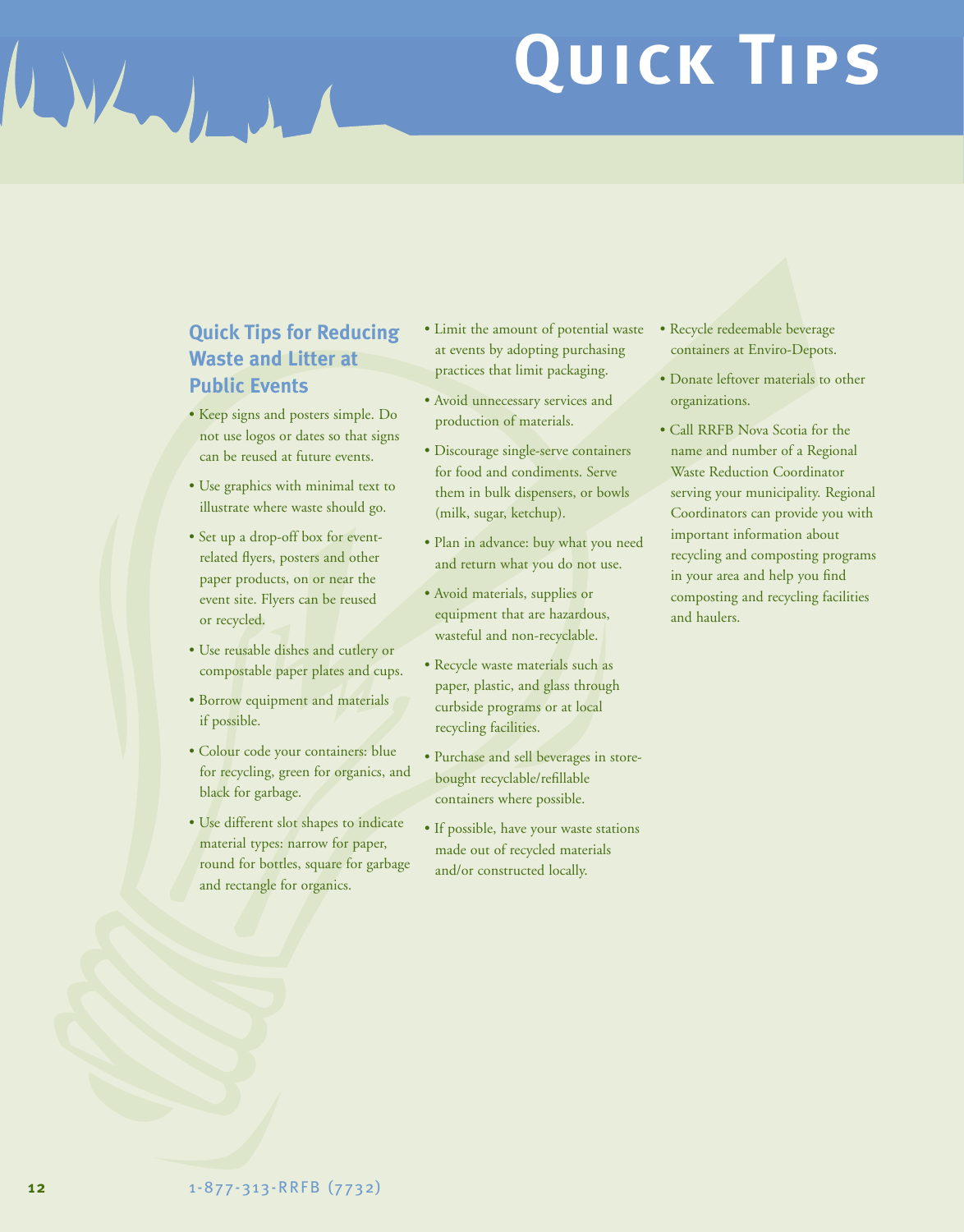# Quick Tips

## Quick Tips for Reducing Waste and Litter at Public Events

- Keep signs and posters simple. Do not use logos or dates so that signs can be reused at future events.
- Use graphics with minimal text to illustrate where waste should go.
- Set up a drop-off box for event-related flyers, posters and other paper products, on or near the event site. Flyers can be reused or recycled.
- Use reusable dishes and cutlery or compostable paper plates and cups.
- Borrow equipment and materials if possible.
- Colour code your containers: blue for recycling, green for organics, and black for garbage.
- Use different slot shapes to indicate material types: narrow for paper, round for bottles, square for garbage and rectangle for organics.
- Limit the amount of potential waste at events by adopting purchasing practices that limit packaging.
- Avoid unnecessary services and production of materials.
- Discourage single-serve containers for food and condiments. Serve them in bulk dispensers, or bowls (milk, sugar, ketchup).
- Plan in advance: buy what you need and return what you do not use.
- Avoid materials, supplies or equipment that are hazardous, wasteful and non-recyclable.
- Recycle waste materials such as paper, plastic, and glass through curbside programs or at local recycling facilities.
- Purchase and sell beverages in store-bought recyclable/refillable containers where possible.
- If possible, have your waste stations made out of recycled materials and/or constructed locally.
- Recycle redeemable beverage containers at Enviro-Depots.
- Donate leftover materials to other organizations.
- Call RRFB Nova Scotia for the name and number of a Regional Waste Reduction Coordinator serving your municipality. Regional Coordinators can provide you with important information about recycling and composting programs in your area and help you find composting and recycling facilities and haulers.

1-877-313-RRFB (7732)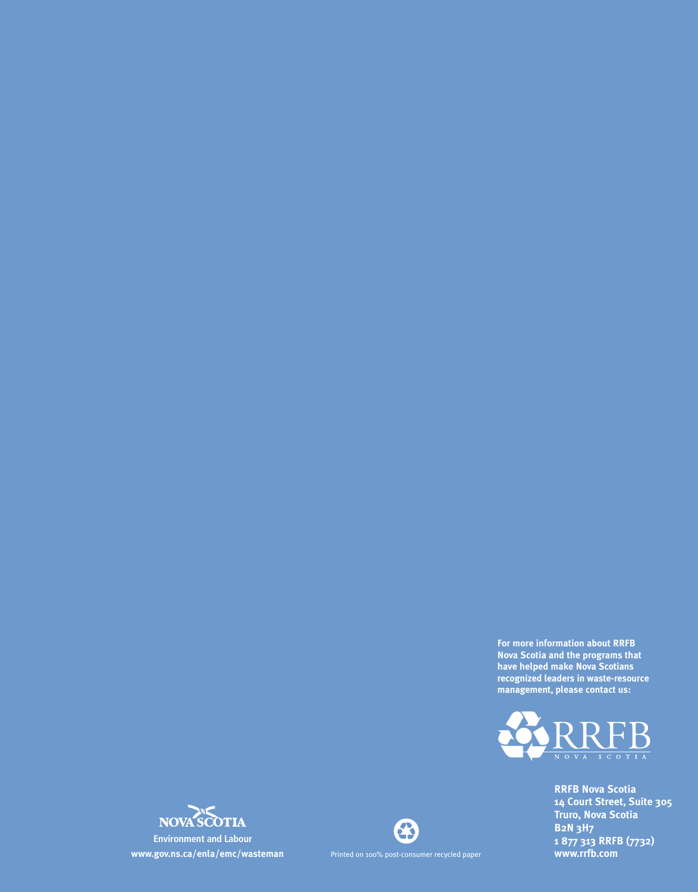For more information about RRFB Nova Scotia and the programs that have helped make Nova Scotians recognized leaders in waste-resource management, please contact us:

RRFB
NOVA SCOTIA

**RRFB Nova Scotia**
**14 Court Street, Suite 305**
**Truro, Nova Scotia**
**B2N 3H7**
**1 877 313 RRFB (7732)**
**www.rrfb.com**

NOVA SCOTIA
Environment and Labour
**www.gov.ns.ca/enla/emc/wasteman**

Printed on 100% post-consumer recycled paper